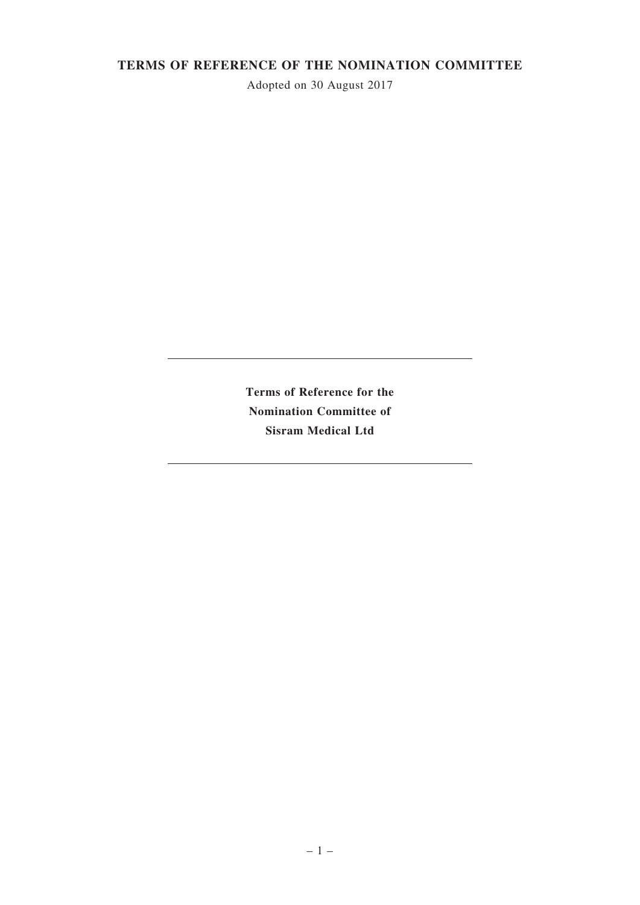# TERMS OF REFERENCE OF THE NOMINATION COMMITTEE

Adopted on 30 August 2017

---

**Terms of Reference for the**
**Nomination Committee of**
**Sisram Medical Ltd**

---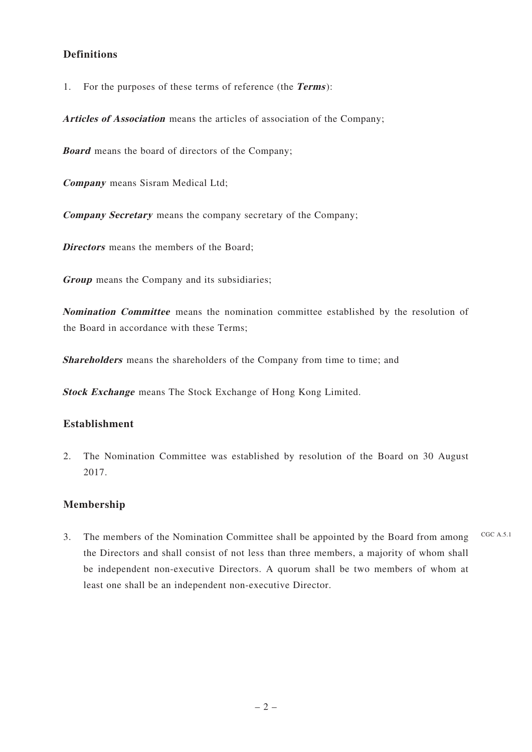## Definitions

1. For the purposes of these terms of reference (the ***Terms***):

***Articles of Association*** means the articles of association of the Company;

***Board*** means the board of directors of the Company;

***Company*** means Sisram Medical Ltd;

***Company Secretary*** means the company secretary of the Company;

***Directors*** means the members of the Board;

***Group*** means the Company and its subsidiaries;

***Nomination Committee*** means the nomination committee established by the resolution of the Board in accordance with these Terms;

***Shareholders*** means the shareholders of the Company from time to time; and

***Stock Exchange*** means The Stock Exchange of Hong Kong Limited.

## Establishment

2. The Nomination Committee was established by resolution of the Board on 30 August 2017.

## Membership

3. The members of the Nomination Committee shall be appointed by the Board from among the Directors and shall consist of not less than three members, a majority of whom shall be independent non-executive Directors. A quorum shall be two members of whom at least one shall be an independent non-executive Director.

CGC A.5.1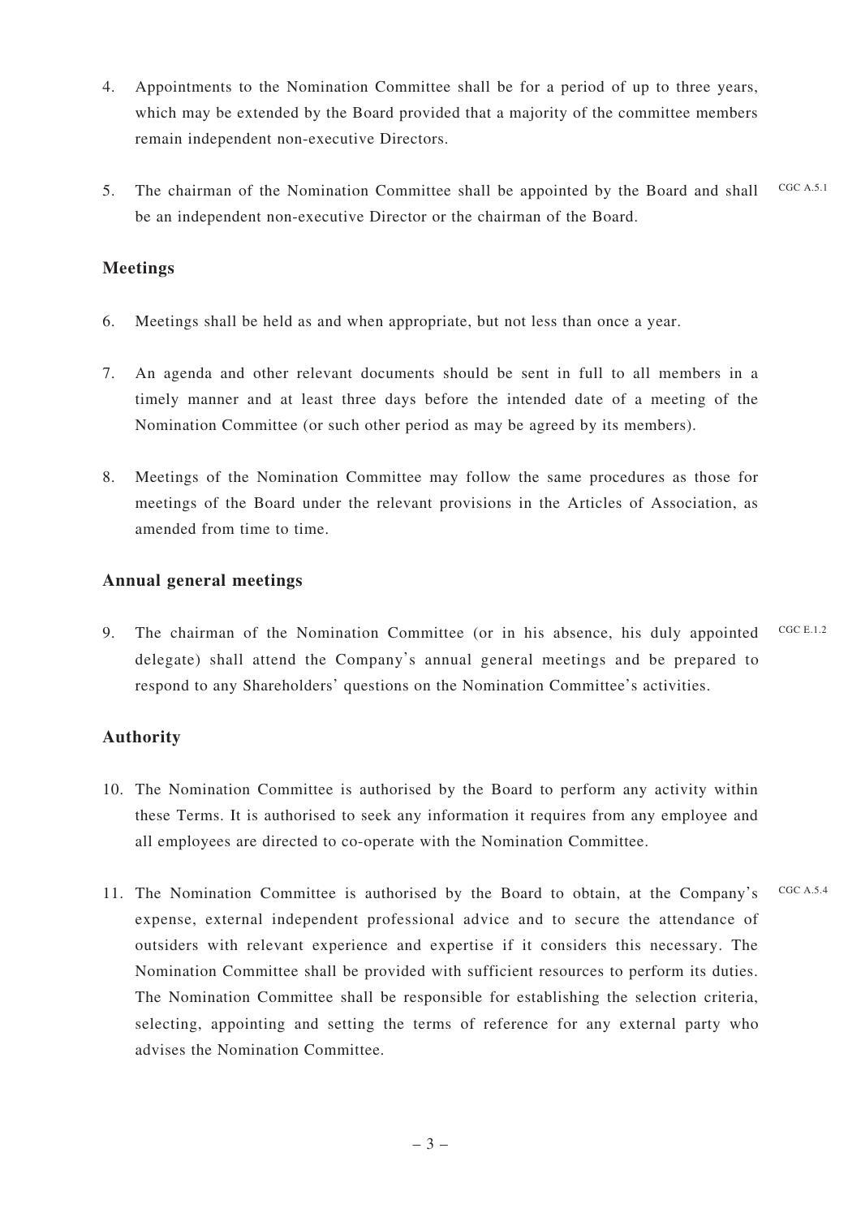4. Appointments to the Nomination Committee shall be for a period of up to three years, which may be extended by the Board provided that a majority of the committee members remain independent non-executive Directors.

5. The chairman of the Nomination Committee shall be appointed by the Board and shall be an independent non-executive Director or the chairman of the Board. CGC A.5.1

## Meetings

6. Meetings shall be held as and when appropriate, but not less than once a year.

7. An agenda and other relevant documents should be sent in full to all members in a timely manner and at least three days before the intended date of a meeting of the Nomination Committee (or such other period as may be agreed by its members).

8. Meetings of the Nomination Committee may follow the same procedures as those for meetings of the Board under the relevant provisions in the Articles of Association, as amended from time to time.

## Annual general meetings

9. The chairman of the Nomination Committee (or in his absence, his duly appointed delegate) shall attend the Company's annual general meetings and be prepared to respond to any Shareholders' questions on the Nomination Committee's activities. CGC E.1.2

## Authority

10. The Nomination Committee is authorised by the Board to perform any activity within these Terms. It is authorised to seek any information it requires from any employee and all employees are directed to co-operate with the Nomination Committee.

11. The Nomination Committee is authorised by the Board to obtain, at the Company's expense, external independent professional advice and to secure the attendance of outsiders with relevant experience and expertise if it considers this necessary. The Nomination Committee shall be provided with sufficient resources to perform its duties. The Nomination Committee shall be responsible for establishing the selection criteria, selecting, appointing and setting the terms of reference for any external party who advises the Nomination Committee. CGC A.5.4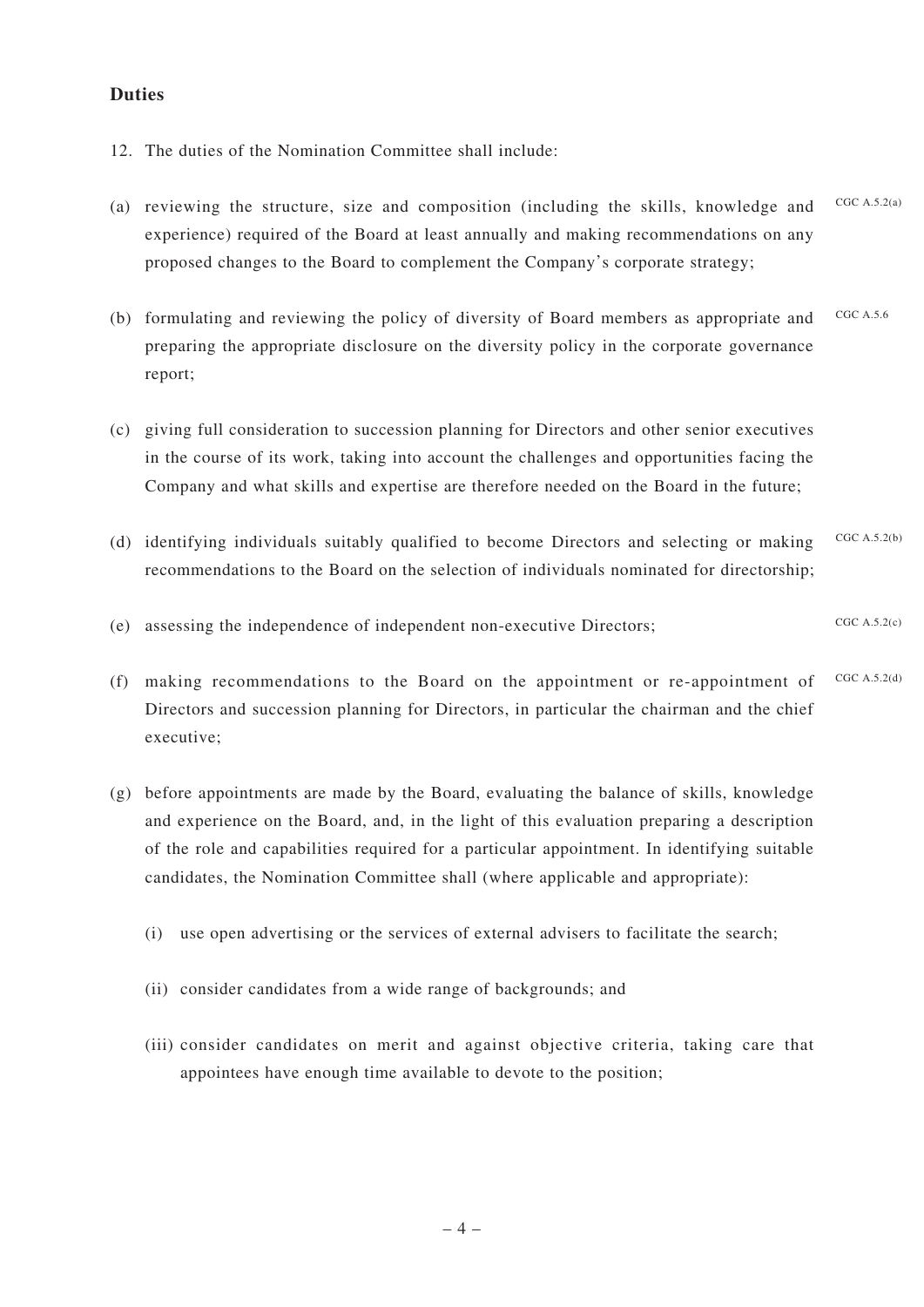### Duties

12. The duties of the Nomination Committee shall include:

(a) reviewing the structure, size and composition (including the skills, knowledge and experience) required of the Board at least annually and making recommendations on any proposed changes to the Board to complement the Company's corporate strategy; CGC A.5.2(a)

(b) formulating and reviewing the policy of diversity of Board members as appropriate and preparing the appropriate disclosure on the diversity policy in the corporate governance report; CGC A.5.6

(c) giving full consideration to succession planning for Directors and other senior executives in the course of its work, taking into account the challenges and opportunities facing the Company and what skills and expertise are therefore needed on the Board in the future;

(d) identifying individuals suitably qualified to become Directors and selecting or making recommendations to the Board on the selection of individuals nominated for directorship; CGC A.5.2(b)

(e) assessing the independence of independent non-executive Directors; CGC A.5.2(c)

(f) making recommendations to the Board on the appointment or re-appointment of Directors and succession planning for Directors, in particular the chairman and the chief executive; CGC A.5.2(d)

(g) before appointments are made by the Board, evaluating the balance of skills, knowledge and experience on the Board, and, in the light of this evaluation preparing a description of the role and capabilities required for a particular appointment. In identifying suitable candidates, the Nomination Committee shall (where applicable and appropriate):

    (i) use open advertising or the services of external advisers to facilitate the search;

    (ii) consider candidates from a wide range of backgrounds; and

    (iii) consider candidates on merit and against objective criteria, taking care that appointees have enough time available to devote to the position;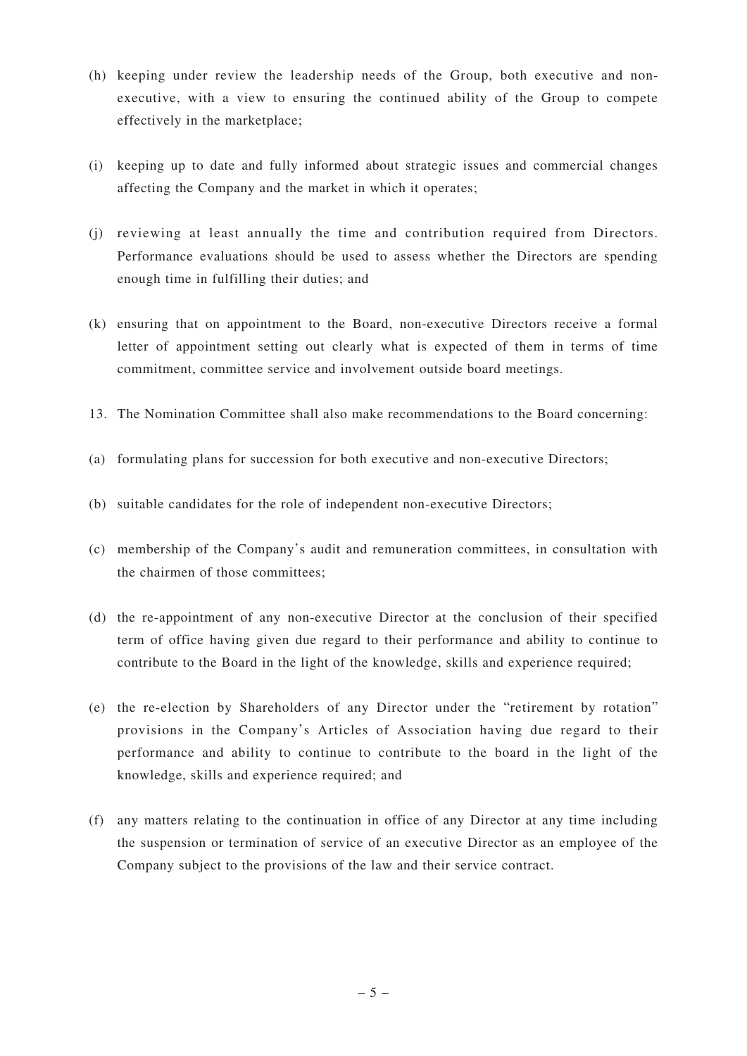(h) keeping under review the leadership needs of the Group, both executive and non-executive, with a view to ensuring the continued ability of the Group to compete effectively in the marketplace;

(i) keeping up to date and fully informed about strategic issues and commercial changes affecting the Company and the market in which it operates;

(j) reviewing at least annually the time and contribution required from Directors. Performance evaluations should be used to assess whether the Directors are spending enough time in fulfilling their duties; and

(k) ensuring that on appointment to the Board, non-executive Directors receive a formal letter of appointment setting out clearly what is expected of them in terms of time commitment, committee service and involvement outside board meetings.

13. The Nomination Committee shall also make recommendations to the Board concerning:

(a) formulating plans for succession for both executive and non-executive Directors;

(b) suitable candidates for the role of independent non-executive Directors;

(c) membership of the Company's audit and remuneration committees, in consultation with the chairmen of those committees;

(d) the re-appointment of any non-executive Director at the conclusion of their specified term of office having given due regard to their performance and ability to continue to contribute to the Board in the light of the knowledge, skills and experience required;

(e) the re-election by Shareholders of any Director under the "retirement by rotation" provisions in the Company's Articles of Association having due regard to their performance and ability to continue to contribute to the board in the light of the knowledge, skills and experience required; and

(f) any matters relating to the continuation in office of any Director at any time including the suspension or termination of service of an executive Director as an employee of the Company subject to the provisions of the law and their service contract.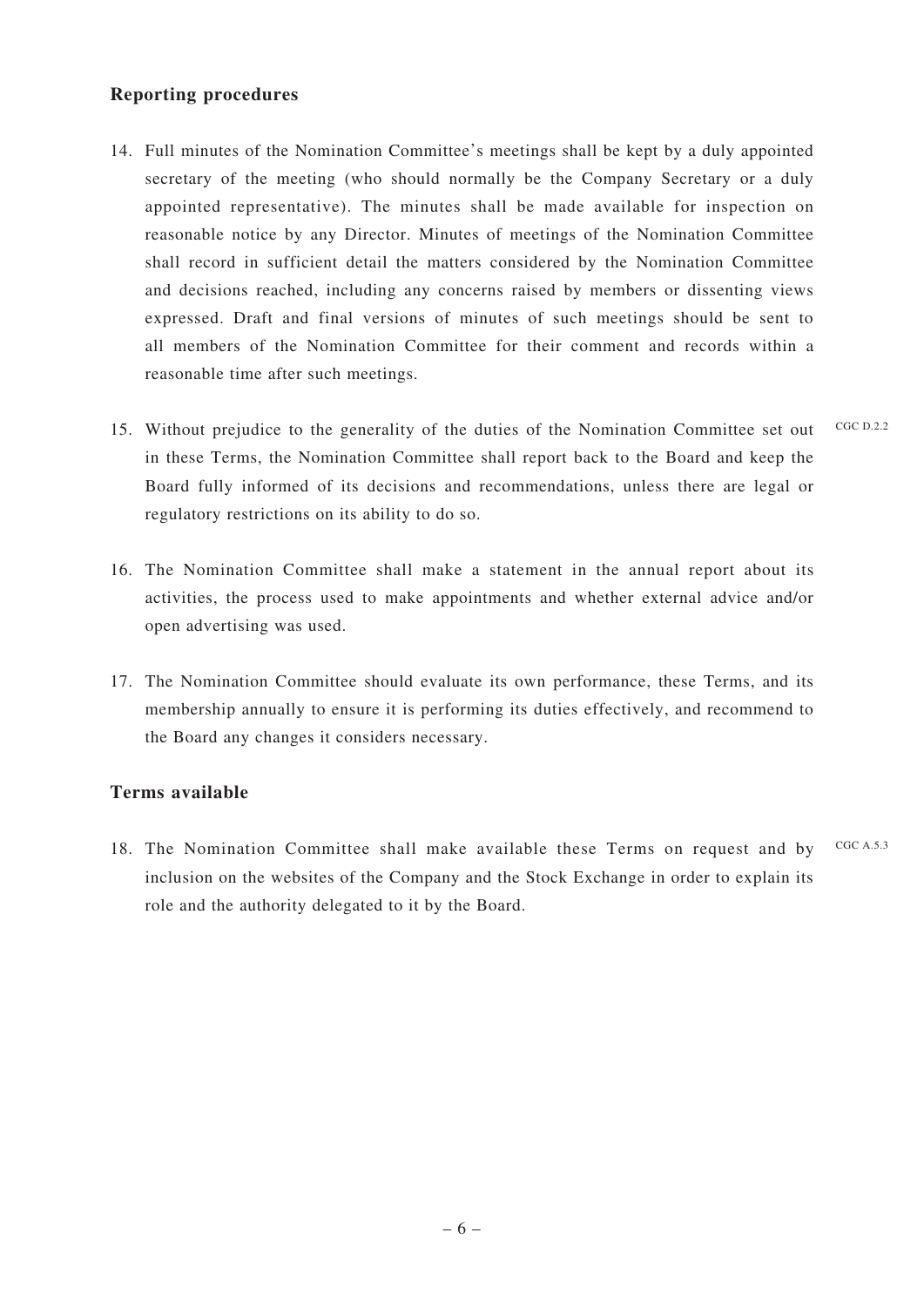## Reporting procedures

14. Full minutes of the Nomination Committee's meetings shall be kept by a duly appointed secretary of the meeting (who should normally be the Company Secretary or a duly appointed representative). The minutes shall be made available for inspection on reasonable notice by any Director. Minutes of meetings of the Nomination Committee shall record in sufficient detail the matters considered by the Nomination Committee and decisions reached, including any concerns raised by members or dissenting views expressed. Draft and final versions of minutes of such meetings should be sent to all members of the Nomination Committee for their comment and records within a reasonable time after such meetings.

15. Without prejudice to the generality of the duties of the Nomination Committee set out in these Terms, the Nomination Committee shall report back to the Board and keep the Board fully informed of its decisions and recommendations, unless there are legal or regulatory restrictions on its ability to do so. CGC D.2.2

16. The Nomination Committee shall make a statement in the annual report about its activities, the process used to make appointments and whether external advice and/or open advertising was used.

17. The Nomination Committee should evaluate its own performance, these Terms, and its membership annually to ensure it is performing its duties effectively, and recommend to the Board any changes it considers necessary.

## Terms available

18. The Nomination Committee shall make available these Terms on request and by inclusion on the websites of the Company and the Stock Exchange in order to explain its role and the authority delegated to it by the Board. CGC A.5.3